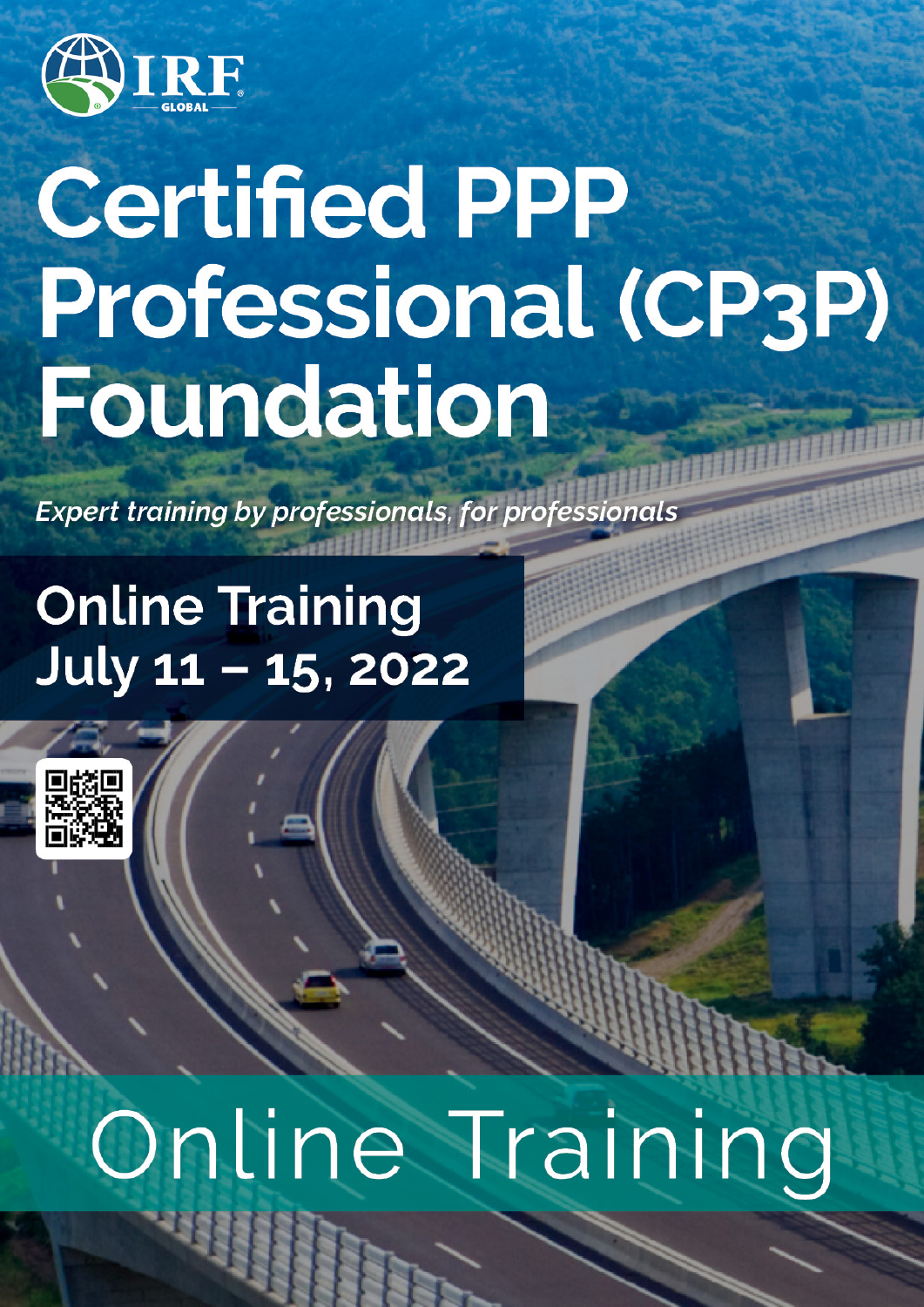IRF GLOBAL

# Certified PPP Professional (CP3P) Foundation

*Expert training by professionals, for professionals*

## Online Training
## July 11 – 15, 2022

Online Training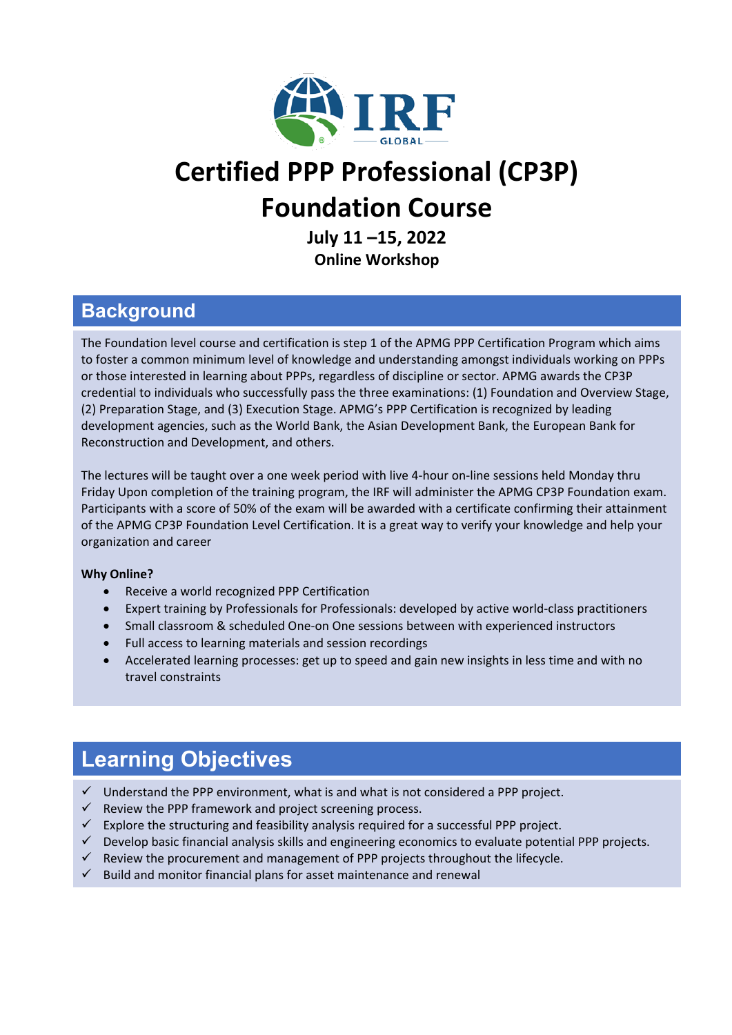# Certified PPP Professional (CP3P) Foundation Course

**July 11 –15, 2022**
**Online Workshop**

## Background

The Foundation level course and certification is step 1 of the APMG PPP Certification Program which aims to foster a common minimum level of knowledge and understanding amongst individuals working on PPPs or those interested in learning about PPPs, regardless of discipline or sector. APMG awards the CP3P credential to individuals who successfully pass the three examinations: (1) Foundation and Overview Stage, (2) Preparation Stage, and (3) Execution Stage. APMG's PPP Certification is recognized by leading development agencies, such as the World Bank, the Asian Development Bank, the European Bank for Reconstruction and Development, and others.

The lectures will be taught over a one week period with live 4-hour on-line sessions held Monday thru Friday Upon completion of the training program, the IRF will administer the APMG CP3P Foundation exam. Participants with a score of 50% of the exam will be awarded with a certificate confirming their attainment of the APMG CP3P Foundation Level Certification. It is a great way to verify your knowledge and help your organization and career

**Why Online?**

- Receive a world recognized PPP Certification
- Expert training by Professionals for Professionals: developed by active world-class practitioners
- Small classroom & scheduled One-on One sessions between with experienced instructors
- Full access to learning materials and session recordings
- Accelerated learning processes: get up to speed and gain new insights in less time and with no travel constraints

## Learning Objectives

- ✓ Understand the PPP environment, what is and what is not considered a PPP project.
- ✓ Review the PPP framework and project screening process.
- ✓ Explore the structuring and feasibility analysis required for a successful PPP project.
- ✓ Develop basic financial analysis skills and engineering economics to evaluate potential PPP projects.
- ✓ Review the procurement and management of PPP projects throughout the lifecycle.
- ✓ Build and monitor financial plans for asset maintenance and renewal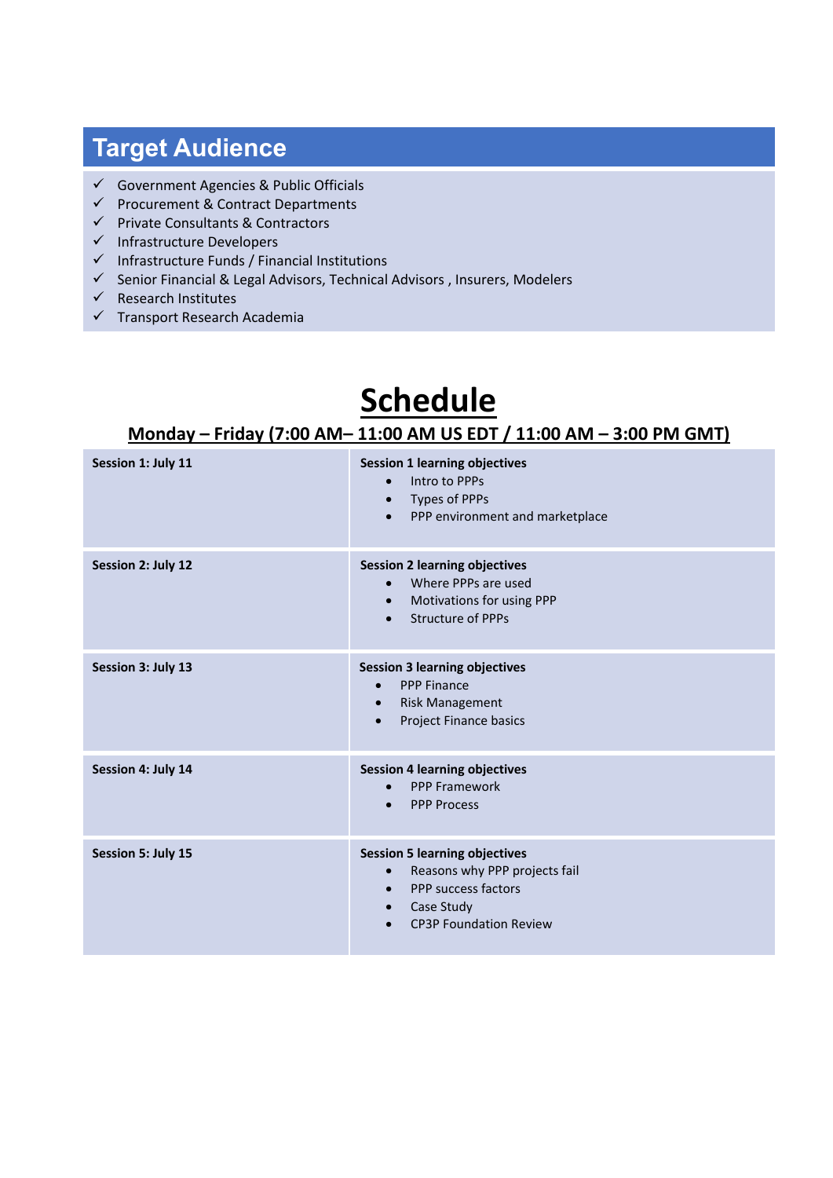## Target Audience

- ✓ Government Agencies & Public Officials
- ✓ Procurement & Contract Departments
- ✓ Private Consultants & Contractors
- ✓ Infrastructure Developers
- ✓ Infrastructure Funds / Financial Institutions
- ✓ Senior Financial & Legal Advisors, Technical Advisors , Insurers, Modelers
- ✓ Research Institutes
- ✓ Transport Research Academia

# Schedule

**Monday – Friday (7:00 AM– 11:00 AM US EDT / 11:00 AM – 3:00 PM GMT)**

| Session | Learning objectives |
| --- | --- |
| **Session 1: July 11** | **Session 1 learning objectives**<br>• Intro to PPPs<br>• Types of PPPs<br>• PPP environment and marketplace |
| **Session 2: July 12** | **Session 2 learning objectives**<br>• Where PPPs are used<br>• Motivations for using PPP<br>• Structure of PPPs |
| **Session 3: July 13** | **Session 3 learning objectives**<br>• PPP Finance<br>• Risk Management<br>• Project Finance basics |
| **Session 4: July 14** | **Session 4 learning objectives**<br>• PPP Framework<br>• PPP Process |
| **Session 5: July 15** | **Session 5 learning objectives**<br>• Reasons why PPP projects fail<br>• PPP success factors<br>• Case Study<br>• CP3P Foundation Review |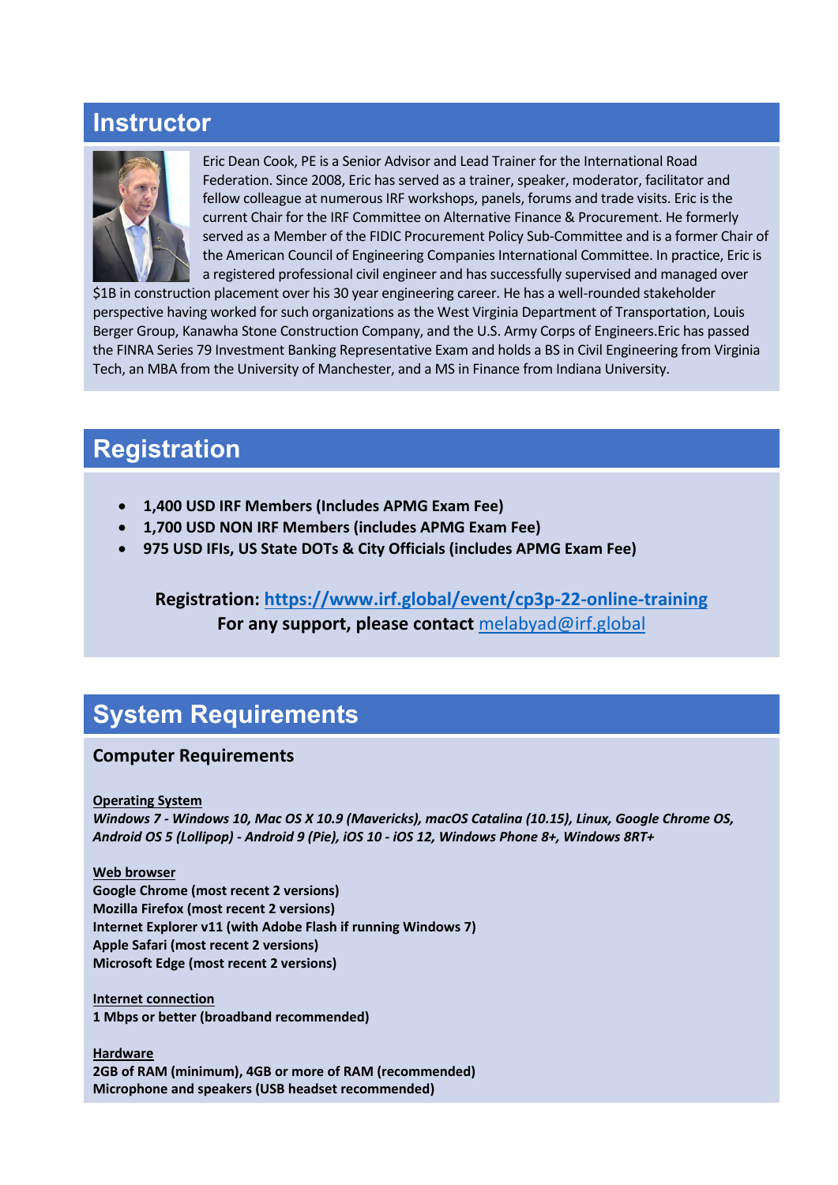## Instructor

Eric Dean Cook, PE is a Senior Advisor and Lead Trainer for the International Road Federation. Since 2008, Eric has served as a trainer, speaker, moderator, facilitator and fellow colleague at numerous IRF workshops, panels, forums and trade visits. Eric is the current Chair for the IRF Committee on Alternative Finance & Procurement. He formerly served as a Member of the FIDIC Procurement Policy Sub-Committee and is a former Chair of the American Council of Engineering Companies International Committee. In practice, Eric is a registered professional civil engineer and has successfully supervised and managed over $1B in construction placement over his 30 year engineering career. He has a well-rounded stakeholder perspective having worked for such organizations as the West Virginia Department of Transportation, Louis Berger Group, Kanawha Stone Construction Company, and the U.S. Army Corps of Engineers.Eric has passed the FINRA Series 79 Investment Banking Representative Exam and holds a BS in Civil Engineering from Virginia Tech, an MBA from the University of Manchester, and a MS in Finance from Indiana University.

## Registration

- **1,400 USD IRF Members (Includes APMG Exam Fee)**
- **1,700 USD NON IRF Members (includes APMG Exam Fee)**
- **975 USD IFIs, US State DOTs & City Officials (includes APMG Exam Fee)**

**Registration: [https://www.irf.global/event/cp3p-22-online-training](https://www.irf.global/event/cp3p-22-online-training)**
**For any support, please contact** [melabyad@irf.global](mailto:melabyad@irf.global)

## System Requirements

### Computer Requirements

<u>Operating System</u>
***Windows 7 - Windows 10, Mac OS X 10.9 (Mavericks), macOS Catalina (10.15), Linux, Google Chrome OS, Android OS 5 (Lollipop) - Android 9 (Pie), iOS 10 - iOS 12, Windows Phone 8+, Windows 8RT+***

<u>Web browser</u>
**Google Chrome (most recent 2 versions)**
**Mozilla Firefox (most recent 2 versions)**
**Internet Explorer v11 (with Adobe Flash if running Windows 7)**
**Apple Safari (most recent 2 versions)**
**Microsoft Edge (most recent 2 versions)**

<u>Internet connection</u>
**1 Mbps or better (broadband recommended)**

<u>Hardware</u>
**2GB of RAM (minimum), 4GB or more of RAM (recommended)**
**Microphone and speakers (USB headset recommended)**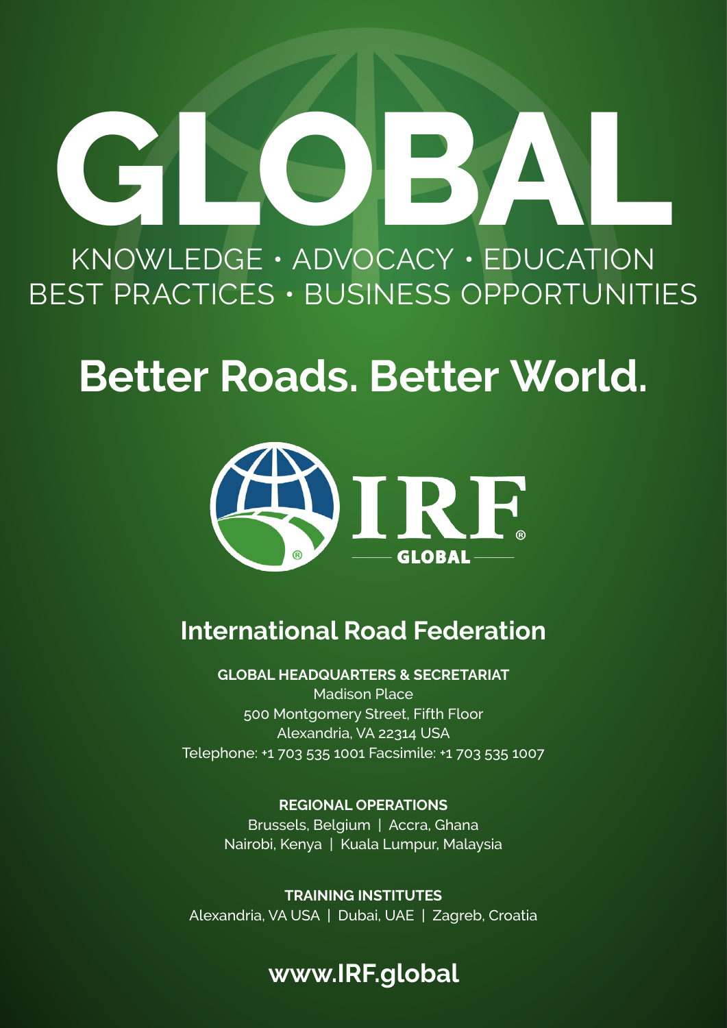# GLOBAL

KNOWLEDGE • ADVOCACY • EDUCATION
BEST PRACTICES • BUSINESS OPPORTUNITIES

## Better Roads. Better World.

IRF® GLOBAL

## International Road Federation

**GLOBAL HEADQUARTERS & SECRETARIAT**
Madison Place
500 Montgomery Street, Fifth Floor
Alexandria, VA 22314 USA
Telephone: +1 703 535 1001 Facsimile: +1 703 535 1007

**REGIONAL OPERATIONS**
Brussels, Belgium | Accra, Ghana
Nairobi, Kenya | Kuala Lumpur, Malaysia

**TRAINING INSTITUTES**
Alexandria, VA USA | Dubai, UAE | Zagreb, Croatia

**www.IRF.global**